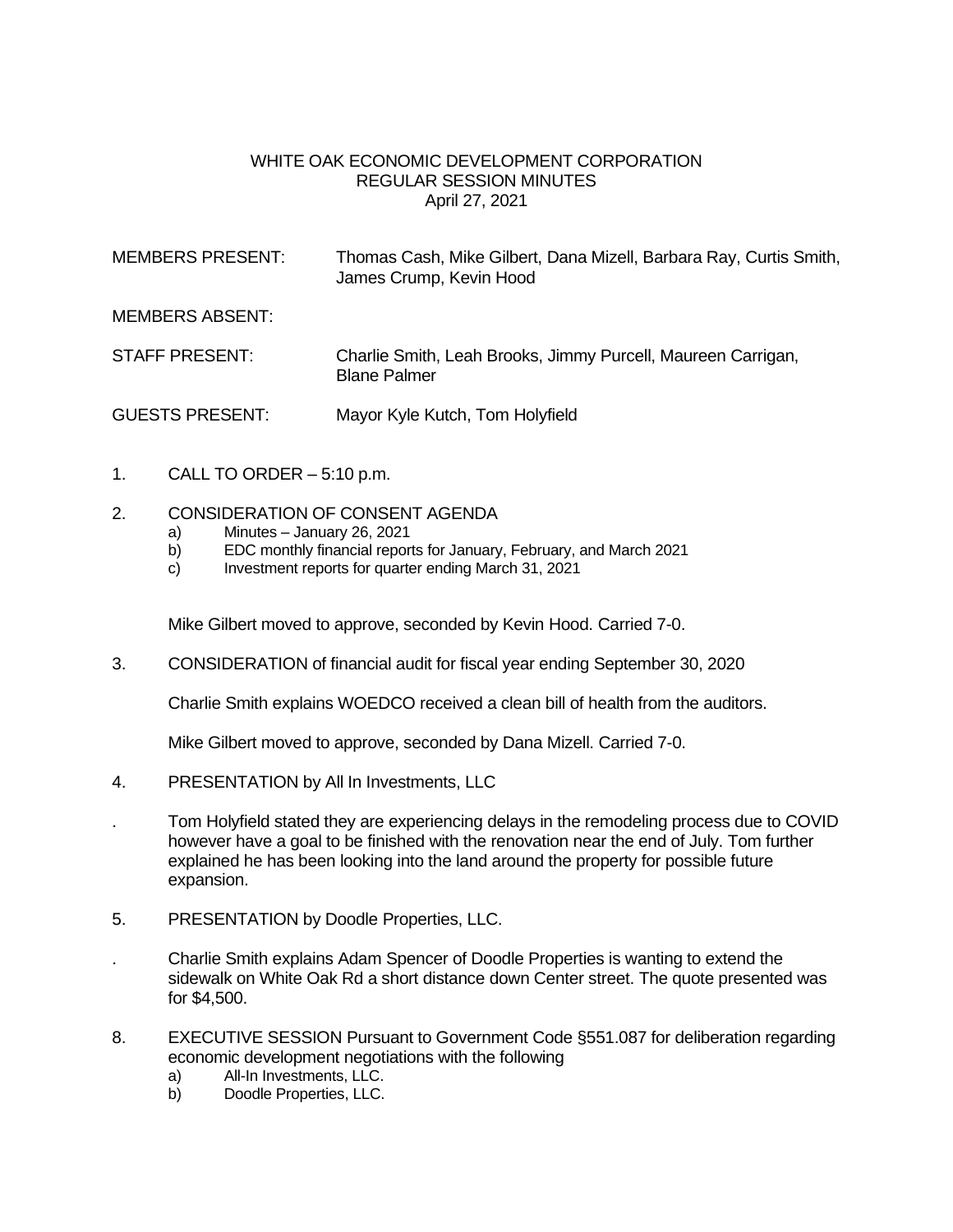WHITE OAK ECONOMIC DEVELOPMENT CORPORATION
REGULAR SESSION MINUTES
April 27, 2021

MEMBERS PRESENT: Thomas Cash, Mike Gilbert, Dana Mizell, Barbara Ray, Curtis Smith, James Crump, Kevin Hood

MEMBERS ABSENT:

STAFF PRESENT: Charlie Smith, Leah Brooks, Jimmy Purcell, Maureen Carrigan, Blane Palmer

GUESTS PRESENT: Mayor Kyle Kutch, Tom Holyfield

1. CALL TO ORDER – 5:10 p.m.

2. CONSIDERATION OF CONSENT AGENDA
   a) Minutes – January 26, 2021
   b) EDC monthly financial reports for January, February, and March 2021
   c) Investment reports for quarter ending March 31, 2021

   Mike Gilbert moved to approve, seconded by Kevin Hood. Carried 7-0.

3. CONSIDERATION of financial audit for fiscal year ending September 30, 2020

   Charlie Smith explains WOEDCO received a clean bill of health from the auditors.

   Mike Gilbert moved to approve, seconded by Dana Mizell. Carried 7-0.

4. PRESENTATION by All In Investments, LLC

. Tom Holyfield stated they are experiencing delays in the remodeling process due to COVID however have a goal to be finished with the renovation near the end of July. Tom further explained he has been looking into the land around the property for possible future expansion.

5. PRESENTATION by Doodle Properties, LLC.

. Charlie Smith explains Adam Spencer of Doodle Properties is wanting to extend the sidewalk on White Oak Rd a short distance down Center street. The quote presented was for $4,500.

8. EXECUTIVE SESSION Pursuant to Government Code §551.087 for deliberation regarding economic development negotiations with the following
   a) All-In Investments, LLC.
   b) Doodle Properties, LLC.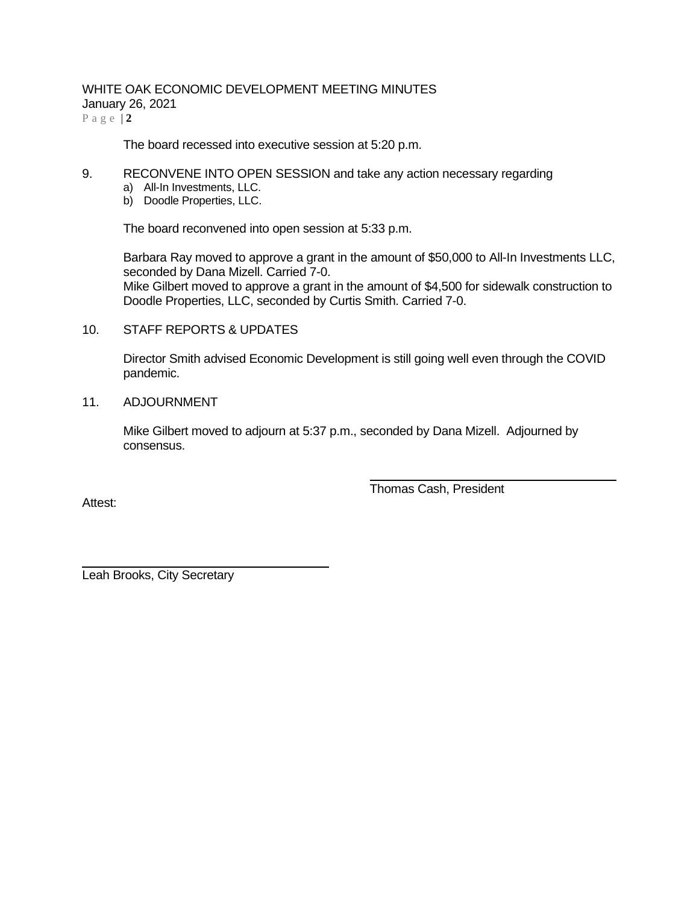The board recessed into executive session at 5:20 p.m.

9. RECONVENE INTO OPEN SESSION and take any action necessary regarding
   a) All-In Investments, LLC.
   b) Doodle Properties, LLC.

   The board reconvened into open session at 5:33 p.m.

   Barbara Ray moved to approve a grant in the amount of $50,000 to All-In Investments LLC, seconded by Dana Mizell. Carried 7-0.
   Mike Gilbert moved to approve a grant in the amount of $4,500 for sidewalk construction to Doodle Properties, LLC, seconded by Curtis Smith. Carried 7-0.

10. STAFF REPORTS & UPDATES

    Director Smith advised Economic Development is still going well even through the COVID pandemic.

11. ADJOURNMENT

    Mike Gilbert moved to adjourn at 5:37 p.m., seconded by Dana Mizell. Adjourned by consensus.

\_\_\_\_\_\_\_\_\_\_\_\_\_\_\_\_\_\_\_\_\_\_\_\_\_\_\_\_\_\_\_\_\_\_\_\_
Thomas Cash, President

Attest:

\_\_\_\_\_\_\_\_\_\_\_\_\_\_\_\_\_\_\_\_\_\_\_\_\_\_\_\_\_\_\_\_\_\_\_\_
Leah Brooks, City Secretary